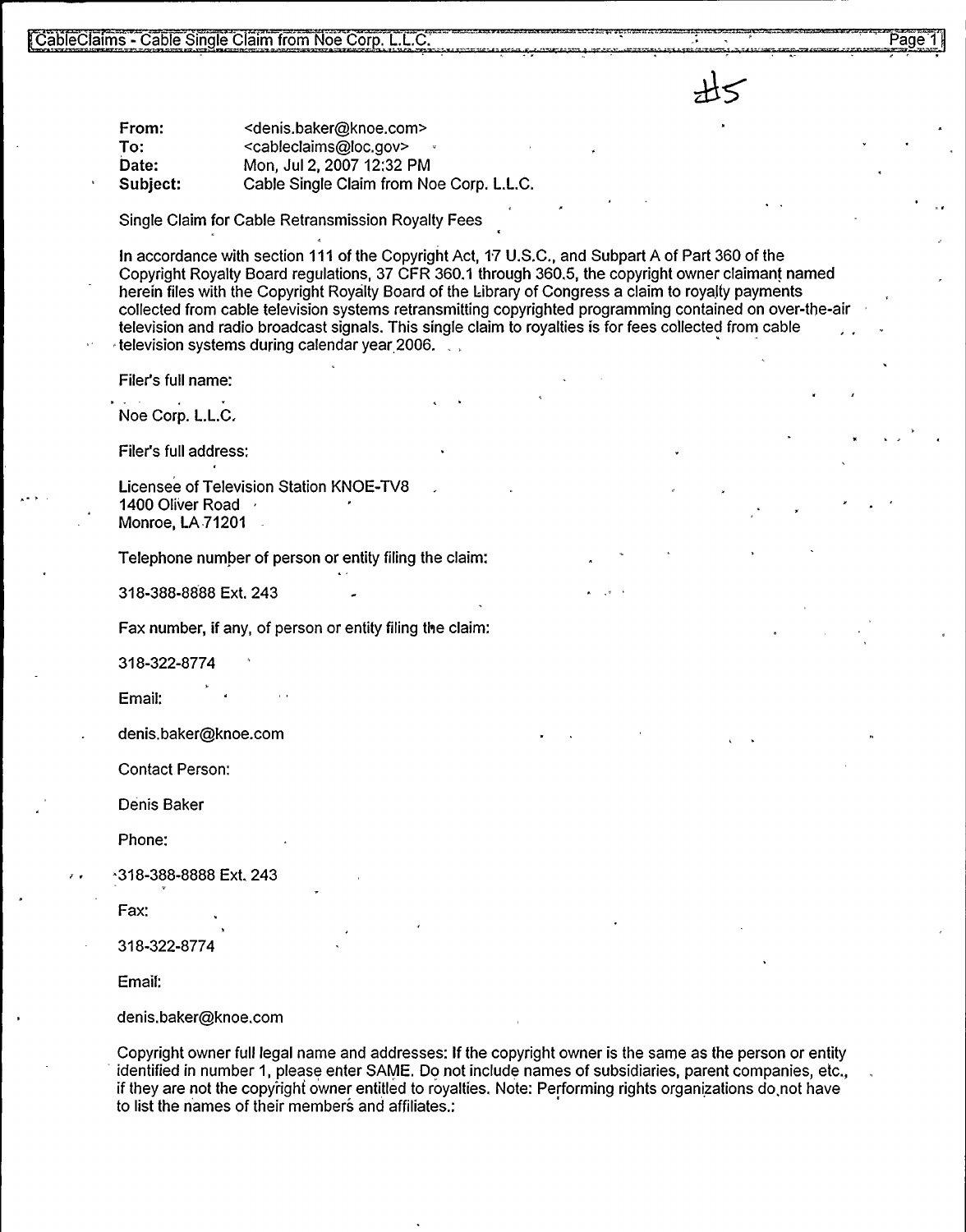#5

**From:** <denis.baker@knoe.com>
**To:** <cableclaims@loc.gov>
**Date:** Mon, Jul 2, 2007 12:32 PM
**Subject:** Cable Single Claim from Noe Corp. L.L.C.

Single Claim for Cable Retransmission Royalty Fees

In accordance with section 111 of the Copyright Act, 17 U.S.C., and Subpart A of Part 360 of the Copyright Royalty Board regulations, 37 CFR 360.1 through 360.5, the copyright owner claimant named herein files with the Copyright Royalty Board of the Library of Congress a claim to royalty payments collected from cable television systems retransmitting copyrighted programming contained on over-the-air television and radio broadcast signals. This single claim to royalties is for fees collected from cable television systems during calendar year 2006.

Filer's full name:

Noe Corp. L.L.C.

Filer's full address:

Licensee of Television Station KNOE-TV8
1400 Oliver Road
Monroe, LA 71201

Telephone number of person or entity filing the claim:

318-388-8888 Ext. 243

Fax number, if any, of person or entity filing the claim:

318-322-8774

Email:

denis.baker@knoe.com

Contact Person:

Denis Baker

Phone:

318-388-8888 Ext. 243

Fax:

318-322-8774

Email:

denis.baker@knoe.com

Copyright owner full legal name and addresses: If the copyright owner is the same as the person or entity identified in number 1, please enter SAME. Do not include names of subsidiaries, parent companies, etc., if they are not the copyright owner entitled to royalties. Note: Performing rights organizations do not have to list the names of their members and affiliates.: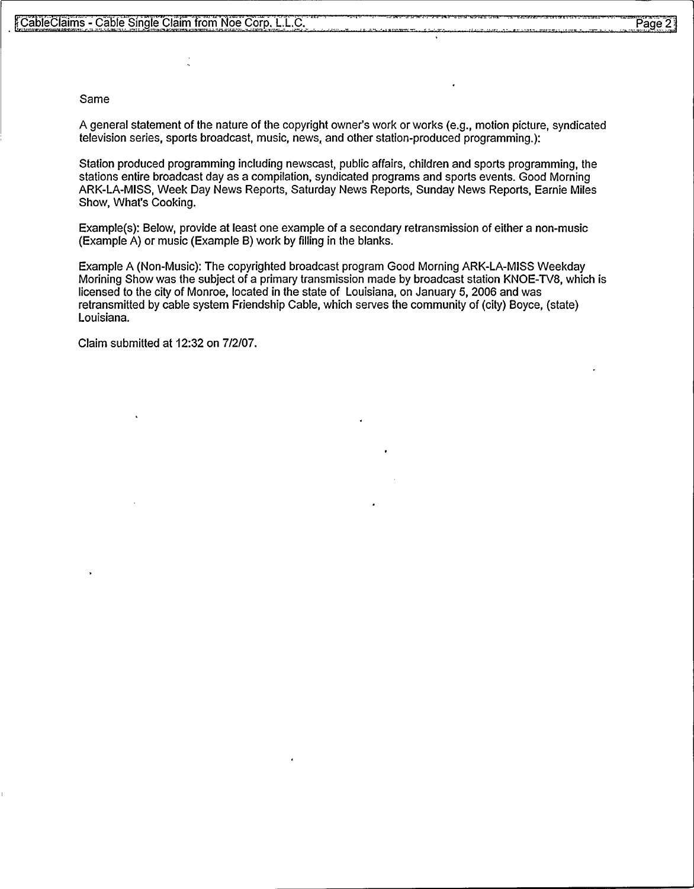Same

A general statement of the nature of the copyright owner's work or works (e.g., motion picture, syndicated television series, sports broadcast, music, news, and other station-produced programming.):

Station produced programming including newscast, public affairs, children and sports programming, the stations entire broadcast day as a compilation, syndicated programs and sports events. Good Morning ARK-LA-MISS, Week Day News Reports, Saturday News Reports, Sunday News Reports, Earnie Miles Show, What's Cooking.

Example(s): Below, provide at least one example of a secondary retransmission of either a non-music (Example A) or music (Example B) work by filling in the blanks.

Example A (Non-Music): The copyrighted broadcast program Good Morning ARK-LA-MISS Weekday Morining Show was the subject of a primary transmission made by broadcast station KNOE-TV8, which is licensed to the city of Monroe, located in the state of Louisiana, on January 5, 2006 and was retransmitted by cable system Friendship Cable, which serves the community of (city) Boyce, (state) Louisiana.

Claim submitted at 12:32 on 7/2/07.